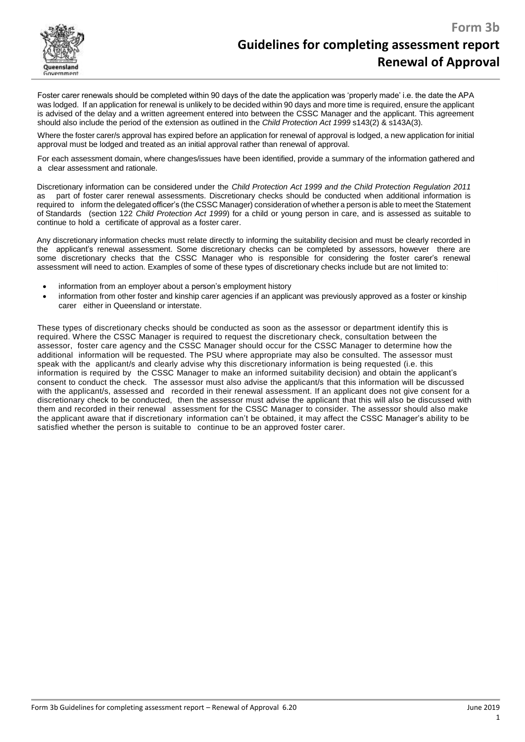# Form 3b

# Guidelines for completing assessment report Renewal of Approval

Foster carer renewals should be completed within 90 days of the date the application was 'properly made' i.e. the date the APA was lodged. If an application for renewal is unlikely to be decided within 90 days and more time is required, ensure the applicant is advised of the delay and a written agreement entered into between the CSSC Manager and the applicant. This agreement should also include the period of the extension as outlined in the *Child Protection Act 1999* s143(2) & s143A(3).

Where the foster carer/s approval has expired before an application for renewal of approval is lodged, a new application for initial approval must be lodged and treated as an initial approval rather than renewal of approval.

For each assessment domain, where changes/issues have been identified, provide a summary of the information gathered and a clear assessment and rationale.

Discretionary information can be considered under the *Child Protection Act 1999 and the Child Protection Regulation 2011* as part of foster carer renewal assessments. Discretionary checks should be conducted when additional information is required to inform the delegated officer's (the CSSC Manager) consideration of whether a person is able to meet the Statement of Standards (section 122 *Child Protection Act 1999*) for a child or young person in care, and is assessed as suitable to continue to hold a certificate of approval as a foster carer.

Any discretionary information checks must relate directly to informing the suitability decision and must be clearly recorded in the applicant's renewal assessment. Some discretionary checks can be completed by assessors, however there are some discretionary checks that the CSSC Manager who is responsible for considering the foster carer's renewal assessment will need to action. Examples of some of these types of discretionary checks include but are not limited to:

- information from an employer about a person's employment history
- information from other foster and kinship carer agencies if an applicant was previously approved as a foster or kinship carer either in Queensland or interstate.

These types of discretionary checks should be conducted as soon as the assessor or department identify this is required. Where the CSSC Manager is required to request the discretionary check, consultation between the assessor, foster care agency and the CSSC Manager should occur for the CSSC Manager to determine how the additional information will be requested. The PSU where appropriate may also be consulted. The assessor must speak with the applicant/s and clearly advise why this discretionary information is being requested (i.e. this information is required by the CSSC Manager to make an informed suitability decision) and obtain the applicant's consent to conduct the check. The assessor must also advise the applicant/s that this information will be discussed with the applicant/s, assessed and recorded in their renewal assessment. If an applicant does not give consent for a discretionary check to be conducted, then the assessor must advise the applicant that this will also be discussed with them and recorded in their renewal assessment for the CSSC Manager to consider. The assessor should also make the applicant aware that if discretionary information can't be obtained, it may affect the CSSC Manager's ability to be satisfied whether the person is suitable to continue to be an approved foster carer.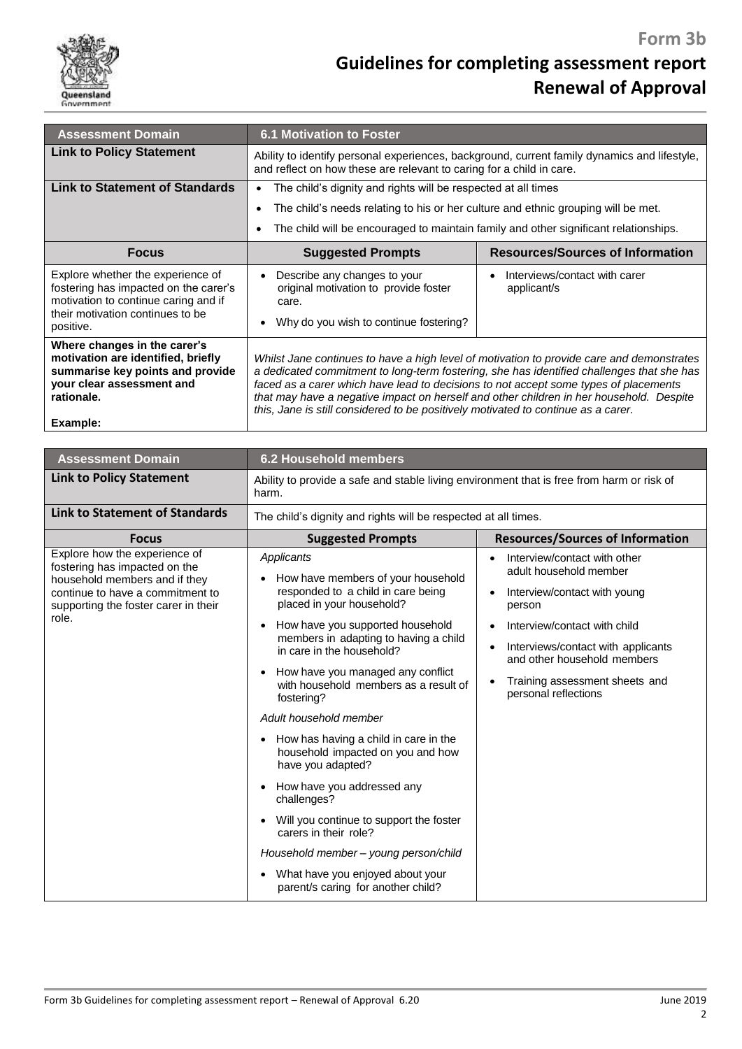| Assessment Domain | 6.1 Motivation to Foster | |
|---|---|---|
| **Link to Policy Statement** | Ability to identify personal experiences, background, current family dynamics and lifestyle, and reflect on how these are relevant to caring for a child in care. | |
| **Link to Statement of Standards** | • The child's dignity and rights will be respected at all times<br>• The child's needs relating to his or her culture and ethnic grouping will be met.<br>• The child will be encouraged to maintain family and other significant relationships. | |
| **Focus** | **Suggested Prompts** | **Resources/Sources of Information** |
| Explore whether the experience of fostering has impacted on the carer's motivation to continue caring and if their motivation continues to be positive. | • Describe any changes to your original motivation to provide foster care.<br>• Why do you wish to continue fostering? | • Interviews/contact with carer applicant/s |
| **Where changes in the carer's motivation are identified, briefly summarise key points and provide your clear assessment and rationale.**<br><br>**Example:** | *Whilst Jane continues to have a high level of motivation to provide care and demonstrates a dedicated commitment to long-term fostering, she has identified challenges that she has faced as a carer which have lead to decisions to not accept some types of placements that may have a negative impact on herself and other children in her household. Despite this, Jane is still considered to be positively motivated to continue as a carer.* | |

| Assessment Domain | 6.2 Household members | |
|---|---|---|
| **Link to Policy Statement** | Ability to provide a safe and stable living environment that is free from harm or risk of harm. | |
| **Link to Statement of Standards** | The child's dignity and rights will be respected at all times. | |
| **Focus** | **Suggested Prompts** | **Resources/Sources of Information** |
| Explore how the experience of fostering has impacted on the household members and if they continue to have a commitment to supporting the foster carer in their role. | *Applicants*<br>• How have members of your household responded to a child in care being placed in your household?<br>• How have you supported household members in adapting to having a child in care in the household?<br>• How have you managed any conflict with household members as a result of fostering?<br>*Adult household member*<br>• How has having a child in care in the household impacted on you and how have you adapted?<br>• How have you addressed any challenges?<br>• Will you continue to support the foster carers in their role?<br>*Household member – young person/child*<br>• What have you enjoyed about your parent/s caring for another child? | • Interview/contact with other adult household member<br>• Interview/contact with young person<br>• Interview/contact with child<br>• Interviews/contact with applicants and other household members<br>• Training assessment sheets and personal reflections |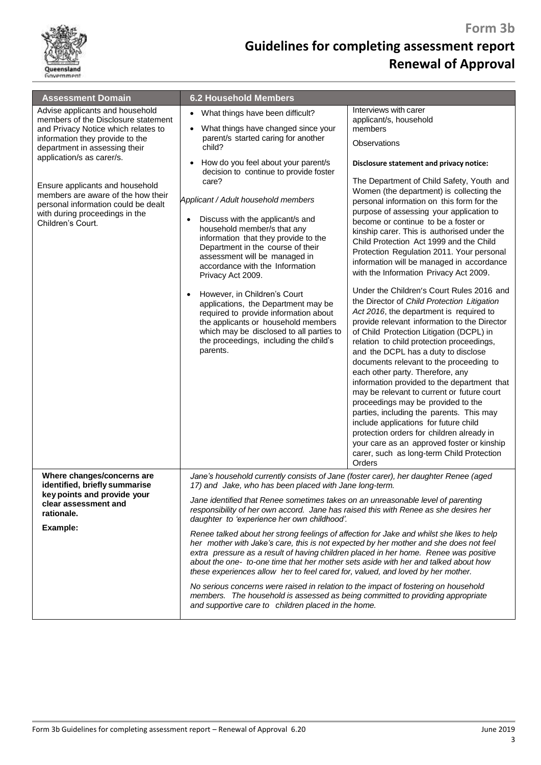| Assessment Domain | 6.2 Household Members | |
|---|---|---|
| Advise applicants and household members of the Disclosure statement and Privacy Notice which relates to information they provide to the department in assessing their application/s as carer/s.<br><br>Ensure applicants and household members are aware of the how their personal information could be dealt with during proceedings in the Children's Court. | • What things have been difficult?<br>• What things have changed since your parent/s started caring for another child?<br>• How do you feel about your parent/s decision to continue to provide foster care?<br><br>*Applicant / Adult household members*<br><br>• Discuss with the applicant/s and household member/s that any information that they provide to the Department in the course of their assessment will be managed in accordance with the Information Privacy Act 2009.<br>• However, in Children's Court applications, the Department may be required to provide information about the applicants or household members which may be disclosed to all parties to the proceedings, including the child's parents. | Interviews with carer applicant/s, household members<br><br>Observations<br><br>**Disclosure statement and privacy notice:**<br><br>The Department of Child Safety, Youth and Women (the department) is collecting the personal information on this form for the purpose of assessing your application to become or continue to be a foster or kinship carer. This is authorised under the Child Protection Act 1999 and the Child Protection Regulation 2011. Your personal information will be managed in accordance with the Information Privacy Act 2009.<br><br>Under the Children's Court Rules 2016 and the Director of *Child Protection Litigation Act 2016*, the department is required to provide relevant information to the Director of Child Protection Litigation (DCPL) in relation to child protection proceedings, and the DCPL has a duty to disclose documents relevant to the proceeding to each other party. Therefore, any information provided to the department that may be relevant to current or future court proceedings may be provided to the parties, including the parents. This may include applications for future child protection orders for children already in your care as an approved foster or kinship carer, such as long-term Child Protection Orders |
| **Where changes/concerns are identified, briefly summarise key points and provide your clear assessment and rationale.**<br><br>**Example:** | *Jane's household currently consists of Jane (foster carer), her daughter Renee (aged 17) and Jake, who has been placed with Jane long-term.*<br><br>*Jane identified that Renee sometimes takes on an unreasonable level of parenting responsibility of her own accord. Jane has raised this with Renee as she desires her daughter to 'experience her own childhood'.*<br><br>*Renee talked about her strong feelings of affection for Jake and whilst she likes to help her mother with Jake's care, this is not expected by her mother and she does not feel extra pressure as a result of having children placed in her home. Renee was positive about the one- to-one time that her mother sets aside with her and talked about how these experiences allow her to feel cared for, valued, and loved by her mother.*<br><br>*No serious concerns were raised in relation to the impact of fostering on household members. The household is assessed as being committed to providing appropriate and supportive care to children placed in the home.* | |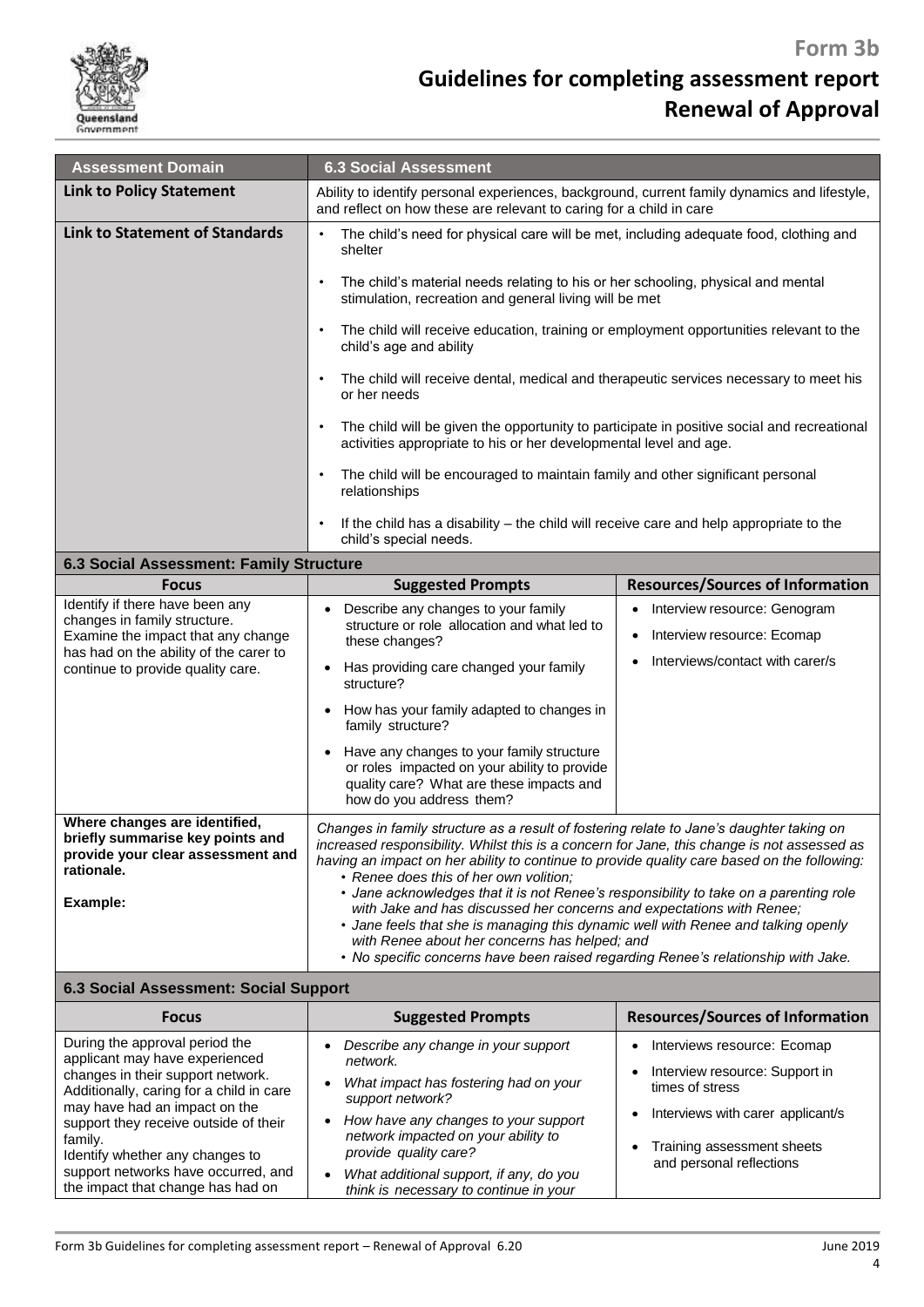# Form 3b

# Guidelines for completing assessment report Renewal of Approval

| Assessment Domain | 6.3 Social Assessment |
|---|---|
| **Link to Policy Statement** | Ability to identify personal experiences, background, current family dynamics and lifestyle, and reflect on how these are relevant to caring for a child in care |
| **Link to Statement of Standards** | • The child's need for physical care will be met, including adequate food, clothing and shelter<br>• The child's material needs relating to his or her schooling, physical and mental stimulation, recreation and general living will be met<br>• The child will receive education, training or employment opportunities relevant to the child's age and ability<br>• The child will receive dental, medical and therapeutic services necessary to meet his or her needs<br>• The child will be given the opportunity to participate in positive social and recreational activities appropriate to his or her developmental level and age.<br>• The child will be encouraged to maintain family and other significant personal relationships<br>• If the child has a disability – the child will receive care and help appropriate to the child's special needs. |

**6.3 Social Assessment: Family Structure**

| Focus | Suggested Prompts | Resources/Sources of Information |
|---|---|---|
| Identify if there have been any changes in family structure. Examine the impact that any change has had on the ability of the carer to continue to provide quality care. | • Describe any changes to your family structure or role allocation and what led to these changes?<br>• Has providing care changed your family structure?<br>• How has your family adapted to changes in family structure?<br>• Have any changes to your family structure or roles impacted on your ability to provide quality care? What are these impacts and how do you address them? | • Interview resource: Genogram<br>• Interview resource: Ecomap<br>• Interviews/contact with carer/s |
| **Where changes are identified, briefly summarise key points and provide your clear assessment and rationale.**<br><br>**Example:** | *Changes in family structure as a result of fostering relate to Jane's daughter taking on increased responsibility. Whilst this is a concern for Jane, this change is not assessed as having an impact on her ability to continue to provide quality care based on the following:*<br>*• Renee does this of her own volition;*<br>*• Jane acknowledges that it is not Renee's responsibility to take on a parenting role with Jake and has discussed her concerns and expectations with Renee;*<br>*• Jane feels that she is managing this dynamic well with Renee and talking openly with Renee about her concerns has helped; and*<br>*• No specific concerns have been raised regarding Renee's relationship with Jake.* | |

**6.3 Social Assessment: Social Support**

| Focus | Suggested Prompts | Resources/Sources of Information |
|---|---|---|
| During the approval period the applicant may have experienced changes in their support network. Additionally, caring for a child in care may have had an impact on the support they receive outside of their family.<br>Identify whether any changes to support networks have occurred, and the impact that change has had on | • *Describe any change in your support network.*<br>• *What impact has fostering had on your support network?*<br>• *How have any changes to your support network impacted on your ability to provide quality care?*<br>• *What additional support, if any, do you think is necessary to continue in your* | • Interviews resource: Ecomap<br>• Interview resource: Support in times of stress<br>• Interviews with carer applicant/s<br>• Training assessment sheets and personal reflections |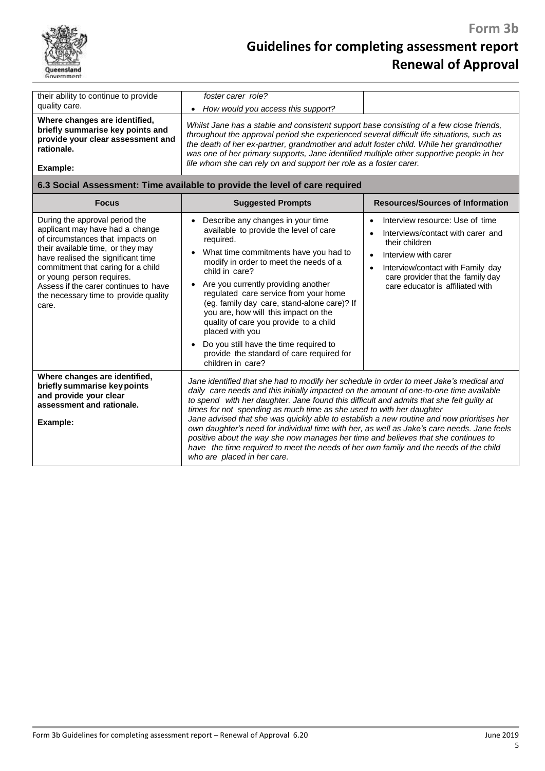| | | |
|---|---|---|
| their ability to continue to provide quality care. | *foster carer role?*<br>• *How would you access this support?* | |
| **Where changes are identified, briefly summarise key points and provide your clear assessment and rationale.**<br><br>**Example:** | *Whilst Jane has a stable and consistent support base consisting of a few close friends, throughout the approval period she experienced several difficult life situations, such as the death of her ex-partner, grandmother and adult foster child. While her grandmother was one of her primary supports, Jane identified multiple other supportive people in her life whom she can rely on and support her role as a foster carer.* | |

**6.3 Social Assessment: Time available to provide the level of care required**

| Focus | Suggested Prompts | Resources/Sources of Information |
|---|---|---|
| During the approval period the applicant may have had a change of circumstances that impacts on their available time, or they may have realised the significant time commitment that caring for a child or young person requires. Assess if the carer continues to have the necessary time to provide quality care. | • Describe any changes in your time available to provide the level of care required.<br>• What time commitments have you had to modify in order to meet the needs of a child in care?<br>• Are you currently providing another regulated care service from your home (eg. family day care, stand-alone care)? If you are, how will this impact on the quality of care you provide to a child placed with you<br>• Do you still have the time required to provide the standard of care required for children in care? | • Interview resource: Use of time<br>• Interviews/contact with carer and their children<br>• Interview with carer<br>• Interview/contact with Family day care provider that the family day care educator is affiliated with |
| **Where changes are identified, briefly summarise key points and provide your clear assessment and rationale.**<br><br>**Example:** | *Jane identified that she had to modify her schedule in order to meet Jake's medical and daily care needs and this initially impacted on the amount of one-to-one time available to spend with her daughter. Jane found this difficult and admits that she felt guilty at times for not spending as much time as she used to with her daughter*<br>*Jane advised that she was quickly able to establish a new routine and now prioritises her own daughter's need for individual time with her, as well as Jake's care needs. Jane feels positive about the way she now manages her time and believes that she continues to have the time required to meet the needs of her own family and the needs of the child who are placed in her care.* | |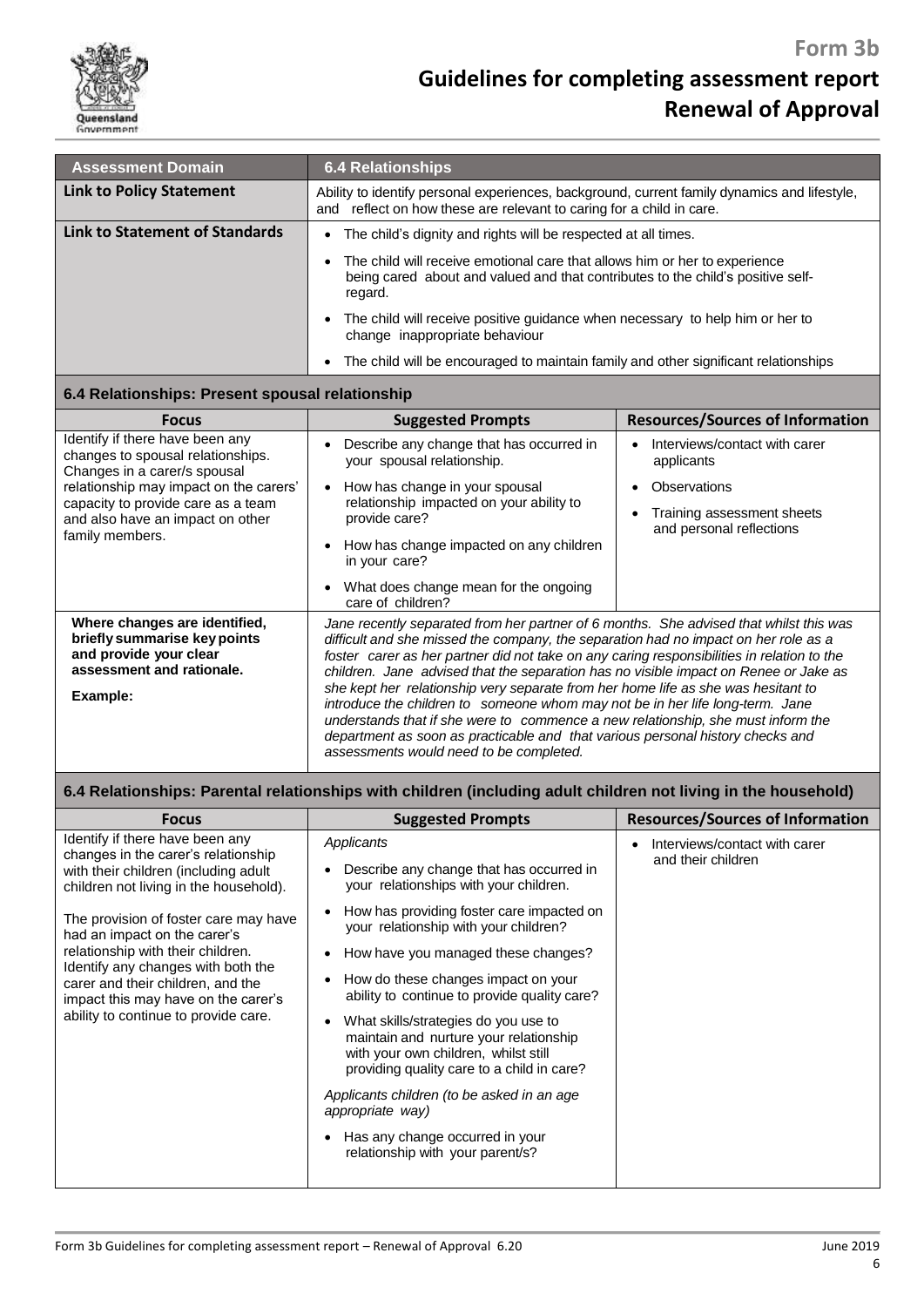| Assessment Domain | 6.4 Relationships |
|---|---|
| **Link to Policy Statement** | Ability to identify personal experiences, background, current family dynamics and lifestyle, and reflect on how these are relevant to caring for a child in care. |
| **Link to Statement of Standards** | • The child's dignity and rights will be respected at all times.<br>• The child will receive emotional care that allows him or her to experience being cared about and valued and that contributes to the child's positive self-regard.<br>• The child will receive positive guidance when necessary to help him or her to change inappropriate behaviour<br>• The child will be encouraged to maintain family and other significant relationships |

## 6.4 Relationships: Present spousal relationship

| Focus | Suggested Prompts | Resources/Sources of Information |
|---|---|---|
| Identify if there have been any changes to spousal relationships. Changes in a carer/s spousal relationship may impact on the carers' capacity to provide care as a team and also have an impact on other family members. | • Describe any change that has occurred in your spousal relationship.<br>• How has change in your spousal relationship impacted on your ability to provide care?<br>• How has change impacted on any children in your care?<br>• What does change mean for the ongoing care of children? | • Interviews/contact with carer applicants<br>• Observations<br>• Training assessment sheets and personal reflections |
| **Where changes are identified, briefly summarise key points and provide your clear assessment and rationale.**<br><br>**Example:** | *Jane recently separated from her partner of 6 months. She advised that whilst this was difficult and she missed the company, the separation had no impact on her role as a foster carer as her partner did not take on any caring responsibilities in relation to the children. Jane advised that the separation has no visible impact on Renee or Jake as she kept her relationship very separate from her home life as she was hesitant to introduce the children to someone whom may not be in her life long-term. Jane understands that if she were to commence a new relationship, she must inform the department as soon as practicable and that various personal history checks and assessments would need to be completed.* | |

## 6.4 Relationships: Parental relationships with children (including adult children not living in the household)

| Focus | Suggested Prompts | Resources/Sources of Information |
|---|---|---|
| Identify if there have been any changes in the carer's relationship with their children (including adult children not living in the household).<br><br>The provision of foster care may have had an impact on the carer's relationship with their children. Identify any changes with both the carer and their children, and the impact this may have on the carer's ability to continue to provide care. | *Applicants*<br>• Describe any change that has occurred in your relationships with your children.<br>• How has providing foster care impacted on your relationship with your children?<br>• How have you managed these changes?<br>• How do these changes impact on your ability to continue to provide quality care?<br>• What skills/strategies do you use to maintain and nurture your relationship with your own children, whilst still providing quality care to a child in care?<br><br>*Applicants children (to be asked in an age appropriate way)*<br>• Has any change occurred in your relationship with your parent/s? | • Interviews/contact with carer and their children |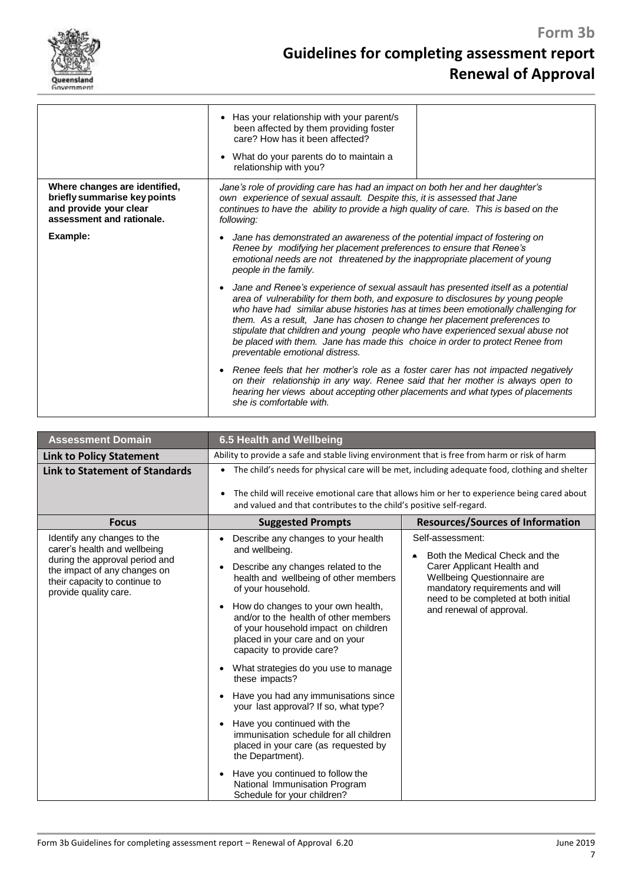| | | |
|---|---|---|
| | • Has your relationship with your parent/s been affected by them providing foster care? How has it been affected?<br>• What do your parents do to maintain a relationship with you? | |
| **Where changes are identified, briefly summarise key points and provide your clear assessment and rationale.**<br><br>**Example:** | *Jane's role of providing care has had an impact on both her and her daughter's own experience of sexual assault. Despite this, it is assessed that Jane continues to have the ability to provide a high quality of care. This is based on the following:*<br><br>• *Jane has demonstrated an awareness of the potential impact of fostering on Renee by modifying her placement preferences to ensure that Renee's emotional needs are not threatened by the inappropriate placement of young people in the family.*<br>• *Jane and Renee's experience of sexual assault has presented itself as a potential area of vulnerability for them both, and exposure to disclosures by young people who have had similar abuse histories has at times been emotionally challenging for them. As a result, Jane has chosen to change her placement preferences to stipulate that children and young people who have experienced sexual abuse not be placed with them. Jane has made this choice in order to protect Renee from preventable emotional distress.*<br>• *Renee feels that her mother's role as a foster carer has not impacted negatively on their relationship in any way. Renee said that her mother is always open to hearing her views about accepting other placements and what types of placements she is comfortable with.* | |

| **Assessment Domain** | **6.5 Health and Wellbeing** | |
|---|---|---|
| **Link to Policy Statement** | Ability to provide a safe and stable living environment that is free from harm or risk of harm | |
| **Link to Statement of Standards** | • The child's needs for physical care will be met, including adequate food, clothing and shelter<br>• The child will receive emotional care that allows him or her to experience being cared about and valued and that contributes to the child's positive self-regard. | |
| **Focus** | **Suggested Prompts** | **Resources/Sources of Information** |
| Identify any changes to the carer's health and wellbeing during the approval period and the impact of any changes on their capacity to continue to provide quality care. | • Describe any changes to your health and wellbeing.<br>• Describe any changes related to the health and wellbeing of other members of your household.<br>• How do changes to your own health, and/or to the health of other members of your household impact on children placed in your care and on your capacity to provide care?<br>• What strategies do you use to manage these impacts?<br>• Have you had any immunisations since your last approval? If so, what type?<br>• Have you continued with the immunisation schedule for all children placed in your care (as requested by the Department).<br>• Have you continued to follow the National Immunisation Program Schedule for your children? | Self-assessment:<br>• Both the Medical Check and the Carer Applicant Health and Wellbeing Questionnaire are mandatory requirements and will need to be completed at both initial and renewal of approval. |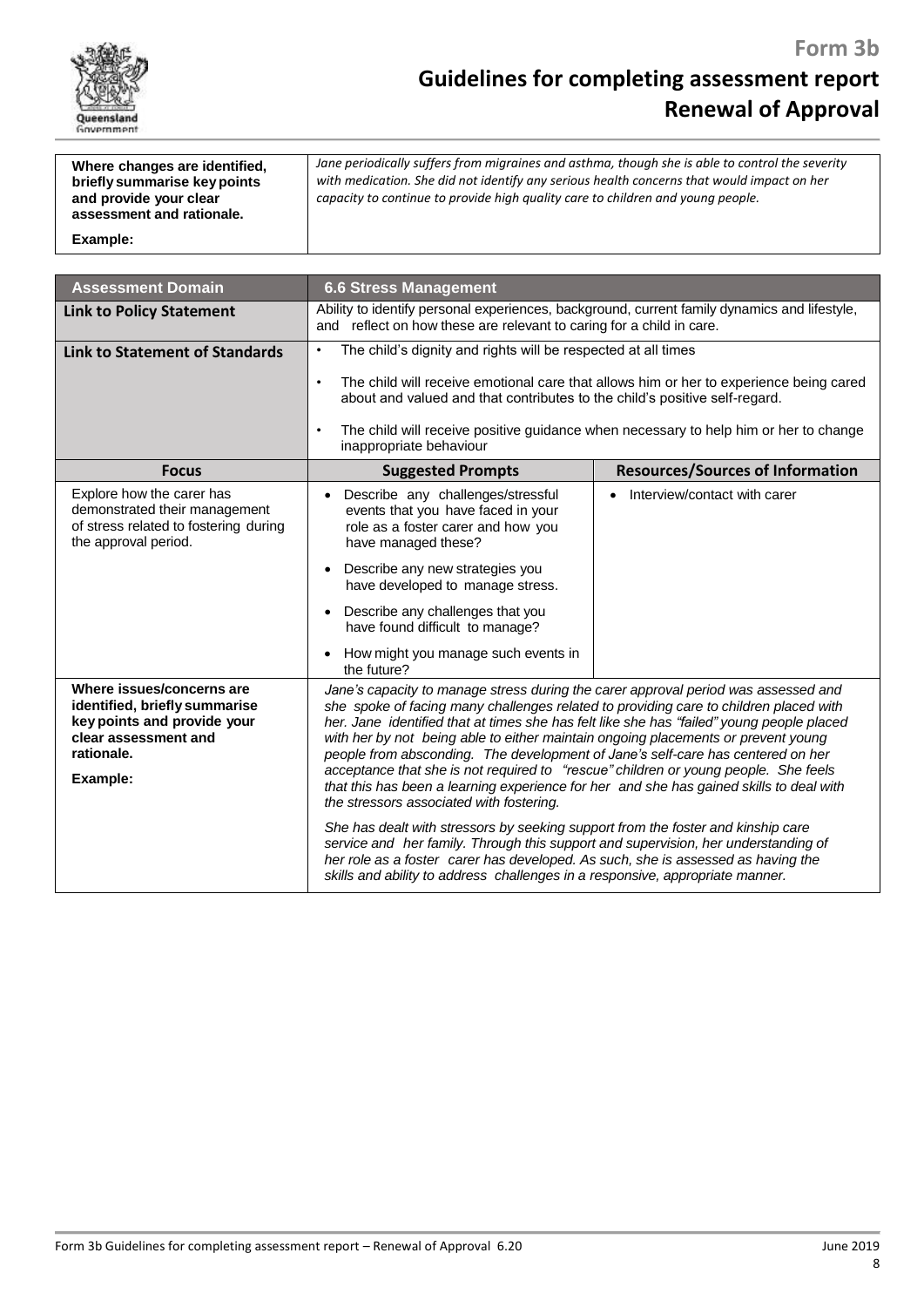| **Where changes are identified, briefly summarise key points and provide your clear assessment and rationale.**<br><br>**Example:** | *Jane periodically suffers from migraines and asthma, though she is able to control the severity with medication. She did not identify any serious health concerns that would impact on her capacity to continue to provide high quality care to children and young people.* |
|---|---|

| **Assessment Domain** | **6.6 Stress Management** | |
|---|---|---|
| **Link to Policy Statement** | Ability to identify personal experiences, background, current family dynamics and lifestyle, and reflect on how these are relevant to caring for a child in care. | |
| **Link to Statement of Standards** | • The child's dignity and rights will be respected at all times<br>• The child will receive emotional care that allows him or her to experience being cared about and valued and that contributes to the child's positive self-regard.<br>• The child will receive positive guidance when necessary to help him or her to change inappropriate behaviour | |
| **Focus** | **Suggested Prompts** | **Resources/Sources of Information** |
| Explore how the carer has demonstrated their management of stress related to fostering during the approval period. | • Describe any challenges/stressful events that you have faced in your role as a foster carer and how you have managed these?<br>• Describe any new strategies you have developed to manage stress.<br>• Describe any challenges that you have found difficult to manage?<br>• How might you manage such events in the future? | • Interview/contact with carer |
| **Where issues/concerns are identified, briefly summarise key points and provide your clear assessment and rationale.**<br><br>**Example:** | *Jane's capacity to manage stress during the carer approval period was assessed and she spoke of facing many challenges related to providing care to children placed with her. Jane identified that at times she has felt like she has "failed" young people placed with her by not being able to either maintain ongoing placements or prevent young people from absconding. The development of Jane's self-care has centered on her acceptance that she is not required to "rescue" children or young people. She feels that this has been a learning experience for her and she has gained skills to deal with the stressors associated with fostering.*<br><br>*She has dealt with stressors by seeking support from the foster and kinship care service and her family. Through this support and supervision, her understanding of her role as a foster carer has developed. As such, she is assessed as having the skills and ability to address challenges in a responsive, appropriate manner.* | |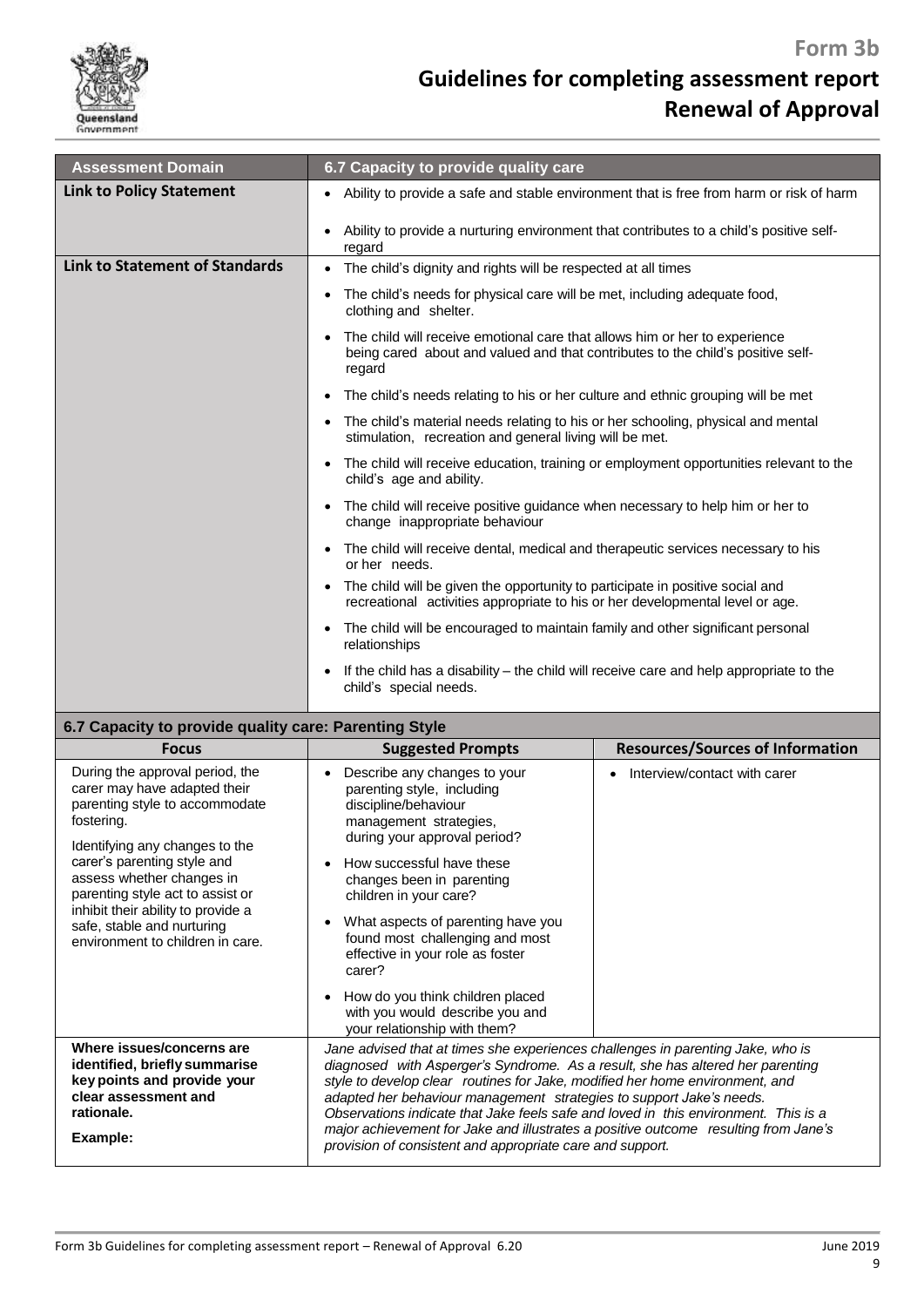# Form 3b
# Guidelines for completing assessment report
# Renewal of Approval

| Assessment Domain | 6.7 Capacity to provide quality care |
|---|---|
| **Link to Policy Statement** | • Ability to provide a safe and stable environment that is free from harm or risk of harm<br>• Ability to provide a nurturing environment that contributes to a child's positive self-regard |
| **Link to Statement of Standards** | • The child's dignity and rights will be respected at all times<br>• The child's needs for physical care will be met, including adequate food, clothing and shelter.<br>• The child will receive emotional care that allows him or her to experience being cared about and valued and that contributes to the child's positive self-regard<br>• The child's needs relating to his or her culture and ethnic grouping will be met<br>• The child's material needs relating to his or her schooling, physical and mental stimulation, recreation and general living will be met.<br>• The child will receive education, training or employment opportunities relevant to the child's age and ability.<br>• The child will receive positive guidance when necessary to help him or her to change inappropriate behaviour<br>• The child will receive dental, medical and therapeutic services necessary to his or her needs.<br>• The child will be given the opportunity to participate in positive social and recreational activities appropriate to his or her developmental level or age.<br>• The child will be encouraged to maintain family and other significant personal relationships<br>• If the child has a disability – the child will receive care and help appropriate to the child's special needs. |

**6.7 Capacity to provide quality care: Parenting Style**

| Focus | Suggested Prompts | Resources/Sources of Information |
|---|---|---|
| During the approval period, the carer may have adapted their parenting style to accommodate fostering.<br><br>Identifying any changes to the carer's parenting style and assess whether changes in parenting style act to assist or inhibit their ability to provide a safe, stable and nurturing environment to children in care. | • Describe any changes to your parenting style, including discipline/behaviour management strategies, during your approval period?<br>• How successful have these changes been in parenting children in your care?<br>• What aspects of parenting have you found most challenging and most effective in your role as foster carer?<br>• How do you think children placed with you would describe you and your relationship with them? | • Interview/contact with carer |
| **Where issues/concerns are identified, briefly summarise key points and provide your clear assessment and rationale.**<br><br>**Example:** | *Jane advised that at times she experiences challenges in parenting Jake, who is diagnosed with Asperger's Syndrome. As a result, she has altered her parenting style to develop clear routines for Jake, modified her home environment, and adapted her behaviour management strategies to support Jake's needs. Observations indicate that Jake feels safe and loved in this environment. This is a major achievement for Jake and illustrates a positive outcome resulting from Jane's provision of consistent and appropriate care and support.* | |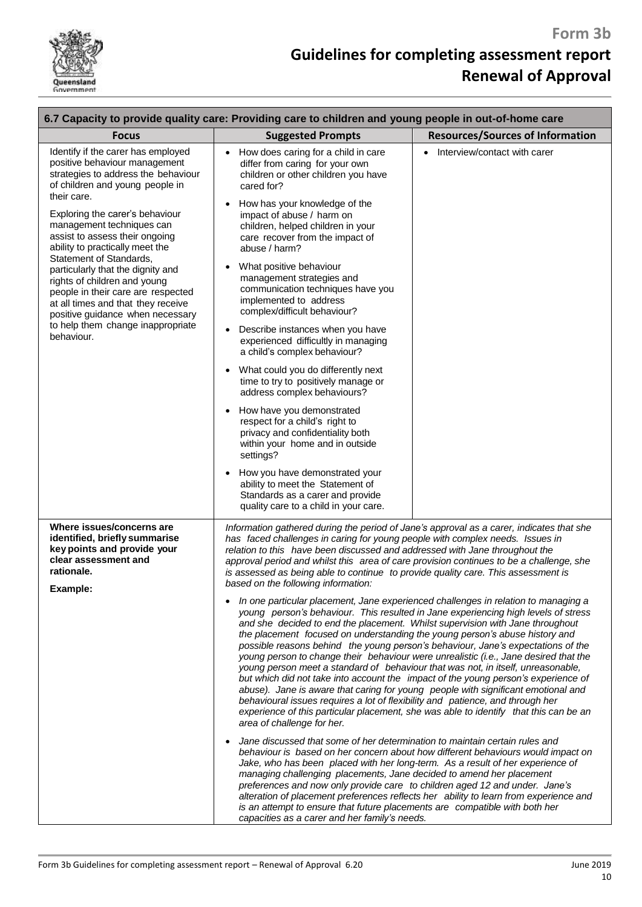| 6.7 Capacity to provide quality care: Providing care to children and young people in out-of-home care | | |
|---|---|---|
| **Focus** | **Suggested Prompts** | **Resources/Sources of Information** |
| Identify if the carer has employed positive behaviour management strategies to address the behaviour of children and young people in their care.<br><br>Exploring the carer's behaviour management techniques can assist to assess their ongoing ability to practically meet the Statement of Standards, particularly that the dignity and rights of children and young people in their care are respected at all times and that they receive positive guidance when necessary to help them change inappropriate behaviour. | • How does caring for a child in care differ from caring for your own children or other children you have cared for?<br>• How has your knowledge of the impact of abuse / harm on children, helped children in your care recover from the impact of abuse / harm?<br>• What positive behaviour management strategies and communication techniques have you implemented to address complex/difficult behaviour?<br>• Describe instances when you have experienced difficultly in managing a child's complex behaviour?<br>• What could you do differently next time to try to positively manage or address complex behaviours?<br>• How have you demonstrated respect for a child's right to privacy and confidentiality both within your home and in outside settings?<br>• How you have demonstrated your ability to meet the Statement of Standards as a carer and provide quality care to a child in your care. | • Interview/contact with carer |
| **Where issues/concerns are identified, briefly summarise key points and provide your clear assessment and rationale.**<br><br>**Example:** | *Information gathered during the period of Jane's approval as a carer, indicates that she has faced challenges in caring for young people with complex needs. Issues in relation to this have been discussed and addressed with Jane throughout the approval period and whilst this area of care provision continues to be a challenge, she is assessed as being able to continue to provide quality care. This assessment is based on the following information:*<br><br>• *In one particular placement, Jane experienced challenges in relation to managing a young person's behaviour. This resulted in Jane experiencing high levels of stress and she decided to end the placement. Whilst supervision with Jane throughout the placement focused on understanding the young person's abuse history and possible reasons behind the young person's behaviour, Jane's expectations of the young person to change their behaviour were unrealistic (i.e., Jane desired that the young person meet a standard of behaviour that was not, in itself, unreasonable, but which did not take into account the impact of the young person's experience of abuse). Jane is aware that caring for young people with significant emotional and behavioural issues requires a lot of flexibility and patience, and through her experience of this particular placement, she was able to identify that this can be an area of challenge for her.*<br><br>• *Jane discussed that some of her determination to maintain certain rules and behaviour is based on her concern about how different behaviours would impact on Jake, who has been placed with her long-term. As a result of her experience of managing challenging placements, Jane decided to amend her placement preferences and now only provide care to children aged 12 and under. Jane's alteration of placement preferences reflects her ability to learn from experience and is an attempt to ensure that future placements are compatible with both her capacities as a carer and her family's needs.* | |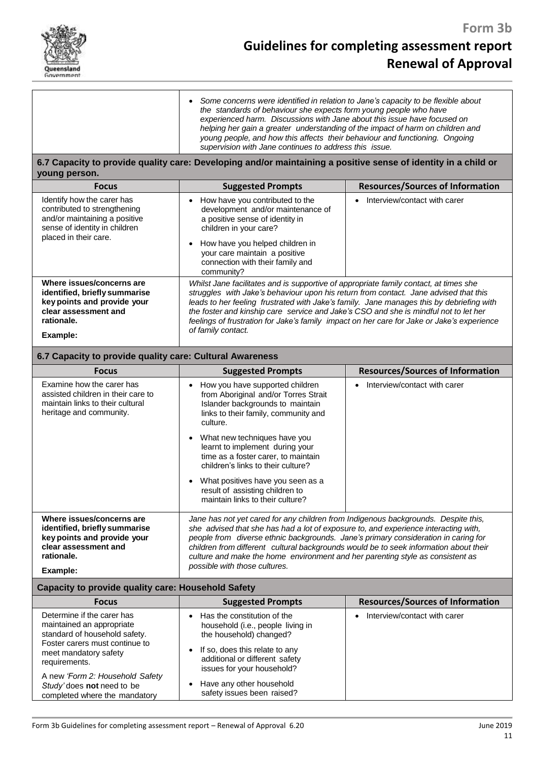| | |
|---|---|
| | - *Some concerns were identified in relation to Jane's capacity to be flexible about the standards of behaviour she expects form young people who have experienced harm. Discussions with Jane about this issue have focused on helping her gain a greater understanding of the impact of harm on children and young people, and how this affects their behaviour and functioning. Ongoing supervision with Jane continues to address this issue.* |

**6.7 Capacity to provide quality care: Developing and/or maintaining a positive sense of identity in a child or young person.**

| Focus | Suggested Prompts | Resources/Sources of Information |
|---|---|---|
| Identify how the carer has contributed to strengthening and/or maintaining a positive sense of identity in children placed in their care. | - How have you contributed to the development and/or maintenance of a positive sense of identity in children in your care?<br>- How have you helped children in your care maintain a positive connection with their family and community? | - Interview/contact with carer |
| **Where issues/concerns are identified, briefly summarise key points and provide your clear assessment and rationale.**<br><br>**Example:** | *Whilst Jane facilitates and is supportive of appropriate family contact, at times she struggles with Jake's behaviour upon his return from contact. Jane advised that this leads to her feeling frustrated with Jake's family. Jane manages this by debriefing with the foster and kinship care service and Jake's CSO and she is mindful not to let her feelings of frustration for Jake's family impact on her care for Jake or Jake's experience of family contact.* | |

**6.7 Capacity to provide quality care: Cultural Awareness**

| Focus | Suggested Prompts | Resources/Sources of Information |
|---|---|---|
| Examine how the carer has assisted children in their care to maintain links to their cultural heritage and community. | - How you have supported children from Aboriginal and/or Torres Strait Islander backgrounds to maintain links to their family, community and culture.<br>- What new techniques have you learnt to implement during your time as a foster carer, to maintain children's links to their culture?<br>- What positives have you seen as a result of assisting children to maintain links to their culture? | - Interview/contact with carer |
| **Where issues/concerns are identified, briefly summarise key points and provide your clear assessment and rationale.**<br><br>**Example:** | *Jane has not yet cared for any children from Indigenous backgrounds. Despite this, she advised that she has had a lot of exposure to, and experience interacting with, people from diverse ethnic backgrounds. Jane's primary consideration in caring for children from different cultural backgrounds would be to seek information about their culture and make the home environment and her parenting style as consistent as possible with those cultures.* | |

**Capacity to provide quality care: Household Safety**

| Focus | Suggested Prompts | Resources/Sources of Information |
|---|---|---|
| Determine if the carer has maintained an appropriate standard of household safety. Foster carers must continue to meet mandatory safety requirements.<br><br>A new *'Form 2: Household Safety Study'* does **not** need to be completed where the mandatory | - Has the constitution of the household (i.e., people living in the household) changed?<br>- If so, does this relate to any additional or different safety issues for your household?<br>- Have any other household safety issues been raised? | - Interview/contact with carer |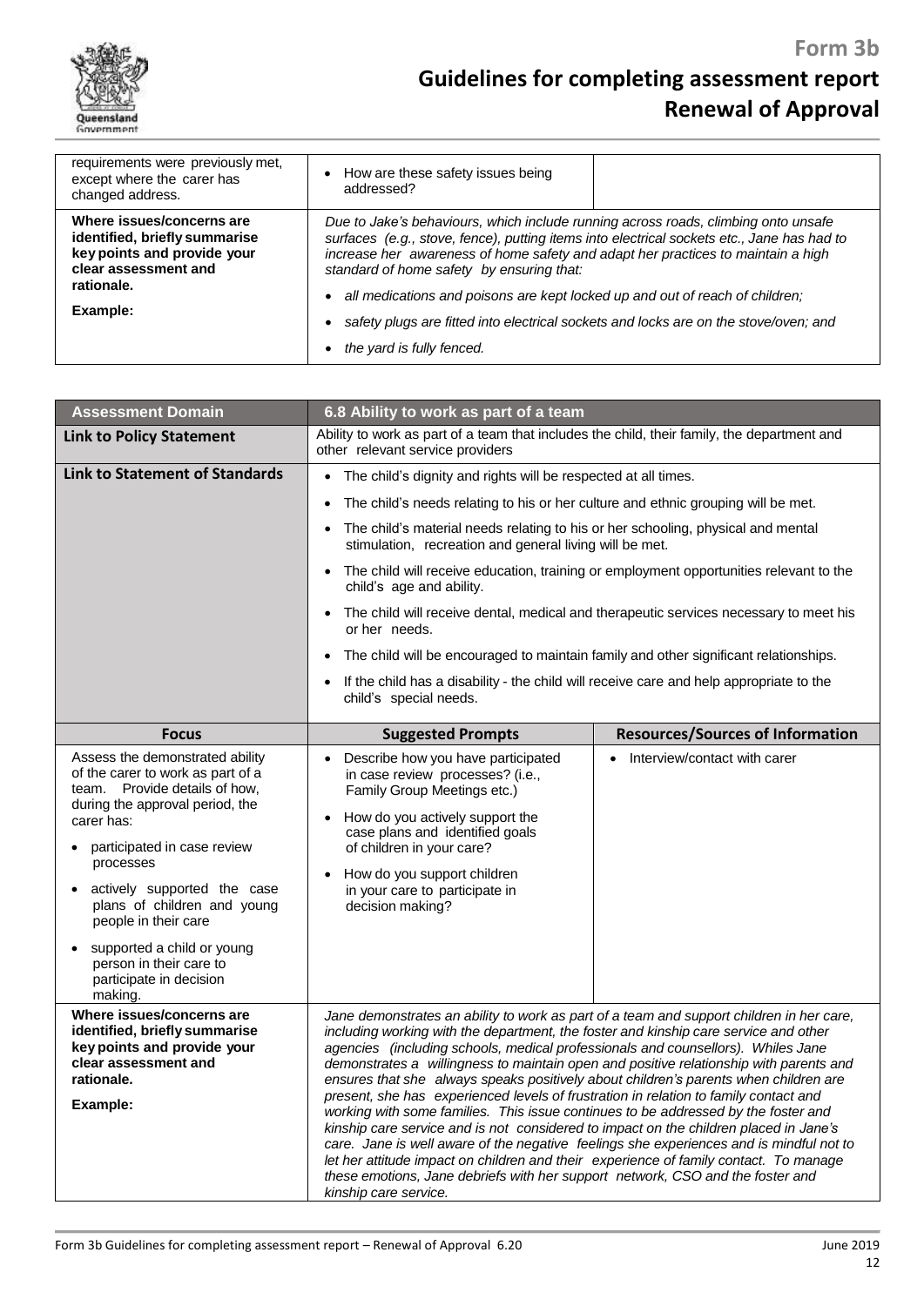| | | |
|---|---|---|
| requirements were previously met, except where the carer has changed address. | • How are these safety issues being addressed? | |
| **Where issues/concerns are identified, briefly summarise key points and provide your clear assessment and rationale.**<br><br>**Example:** | *Due to Jake's behaviours, which include running across roads, climbing onto unsafe surfaces (e.g., stove, fence), putting items into electrical sockets etc., Jane has had to increase her awareness of home safety and adapt her practices to maintain a high standard of home safety by ensuring that:*<br>• *all medications and poisons are kept locked up and out of reach of children;*<br>• *safety plugs are fitted into electrical sockets and locks are on the stove/oven; and*<br>• *the yard is fully fenced.* | |

| **Assessment Domain** | **6.8 Ability to work as part of a team** | |
|---|---|---|
| **Link to Policy Statement** | Ability to work as part of a team that includes the child, their family, the department and other relevant service providers | |
| **Link to Statement of Standards** | • The child's dignity and rights will be respected at all times.<br>• The child's needs relating to his or her culture and ethnic grouping will be met.<br>• The child's material needs relating to his or her schooling, physical and mental stimulation, recreation and general living will be met.<br>• The child will receive education, training or employment opportunities relevant to the child's age and ability.<br>• The child will receive dental, medical and therapeutic services necessary to meet his or her needs.<br>• The child will be encouraged to maintain family and other significant relationships.<br>• If the child has a disability - the child will receive care and help appropriate to the child's special needs. | |
| **Focus** | **Suggested Prompts** | **Resources/Sources of Information** |
| Assess the demonstrated ability of the carer to work as part of a team. Provide details of how, during the approval period, the carer has:<br>• participated in case review processes<br>• actively supported the case plans of children and young people in their care<br>• supported a child or young person in their care to participate in decision making. | • Describe how you have participated in case review processes? (i.e., Family Group Meetings etc.)<br>• How do you actively support the case plans and identified goals of children in your care?<br>• How do you support children in your care to participate in decision making? | • Interview/contact with carer |
| **Where issues/concerns are identified, briefly summarise key points and provide your clear assessment and rationale.**<br><br>**Example:** | *Jane demonstrates an ability to work as part of a team and support children in her care, including working with the department, the foster and kinship care service and other agencies (including schools, medical professionals and counsellors). Whiles Jane demonstrates a willingness to maintain open and positive relationship with parents and ensures that she always speaks positively about children's parents when children are present, she has experienced levels of frustration in relation to family contact and working with some families. This issue continues to be addressed by the foster and kinship care service and is not considered to impact on the children placed in Jane's care. Jane is well aware of the negative feelings she experiences and is mindful not to let her attitude impact on children and their experience of family contact. To manage these emotions, Jane debriefs with her support network, CSO and the foster and kinship care service.* | |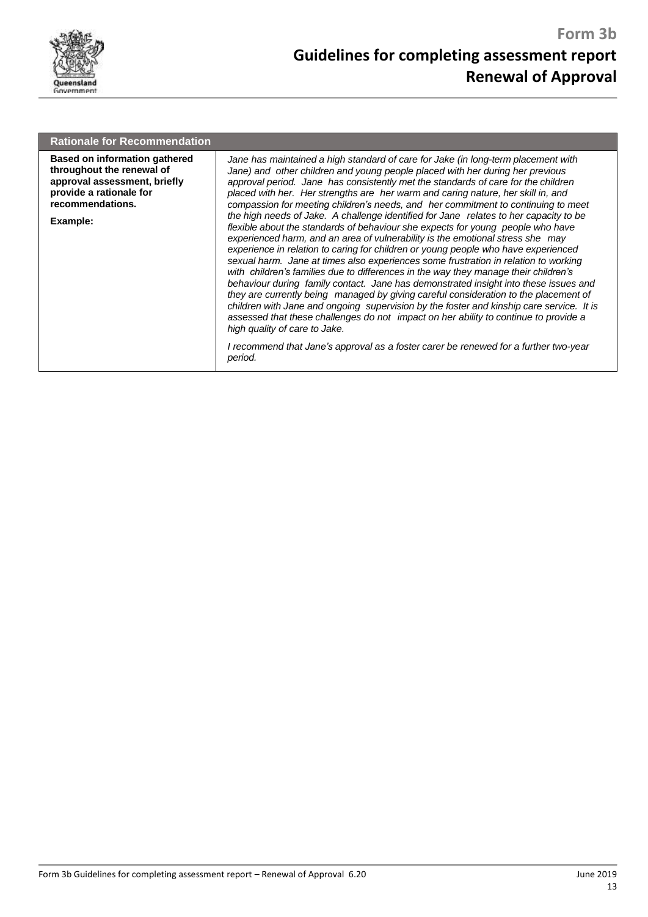| Rationale for Recommendation | |
|---|---|
| **Based on information gathered throughout the renewal of approval assessment, briefly provide a rationale for recommendations.**<br><br>**Example:** | *Jane has maintained a high standard of care for Jake (in long-term placement with Jane) and other children and young people placed with her during her previous approval period. Jane has consistently met the standards of care for the children placed with her. Her strengths are her warm and caring nature, her skill in, and compassion for meeting children's needs, and her commitment to continuing to meet the high needs of Jake. A challenge identified for Jane relates to her capacity to be flexible about the standards of behaviour she expects for young people who have experienced harm, and an area of vulnerability is the emotional stress she may experience in relation to caring for children or young people who have experienced sexual harm. Jane at times also experiences some frustration in relation to working with children's families due to differences in the way they manage their children's behaviour during family contact. Jane has demonstrated insight into these issues and they are currently being managed by giving careful consideration to the placement of children with Jane and ongoing supervision by the foster and kinship care service. It is assessed that these challenges do not impact on her ability to continue to provide a high quality of care to Jake.*<br><br>*I recommend that Jane's approval as a foster carer be renewed for a further two-year period.* |